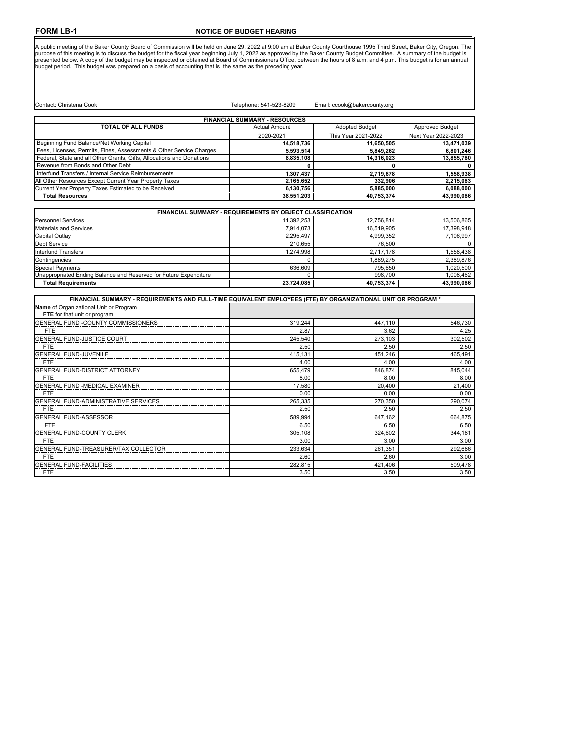**FORM LB-1** **NOTICE OF BUDGET HEARING**

A public meeting of the Baker County Board of Commission will be held on June 29, 2022 at 9:00 am at Baker County Courthouse 1995 Third Street, Baker City, Oregon. The purpose of this meeting is to discuss the budget for the fiscal year beginning July 1, 2022 as approved by the Baker County Budget Committee. A summary of the budget is presented below. A copy of the budget may be inspected or obtained at Board of Commissioners Office, between the hours of 8 a.m. and 4 p.m. This budget is for an annual budget period. This budget was prepared on a basis of accounting that is the same as the preceding year.

Contact: Christena Cook Telephone: 541-523-8209 Email: ccook@bakercounty.org

| FINANCIAL SUMMARY - RESOURCES | | | |
|---|---|---|---|
| **TOTAL OF ALL FUNDS** | Actual Amount | Adopted Budget | Approved Budget |
| | 2020-2021 | This Year 2021-2022 | Next Year 2022-2023 |
| Beginning Fund Balance/Net Working Capital | **14,518,736** | **11,650,505** | **13,471,039** |
| Fees, Licenses, Permits, Fines, Assessments & Other Service Charges | **5,593,514** | **5,849,262** | **6,801,246** |
| Federal, State and all Other Grants, Gifts, Allocations and Donations | **8,835,108** | **14,316,023** | **13,855,780** |
| Revenue from Bonds and Other Debt | **0** | **0** | **0** |
| Interfund Transfers / Internal Service Reimbursements | **1,307,437** | **2,719,678** | **1,558,938** |
| All Other Resources Except Current Year Property Taxes | **2,165,652** | **332,906** | **2,215,083** |
| Current Year Property Taxes Estimated to be Received | **6,130,756** | **5,885,000** | **6,088,000** |
| **Total Resources** | **38,551,203** | **40,753,374** | **43,990,086** |

| FINANCIAL SUMMARY - REQUIREMENTS BY OBJECT CLASSIFICATION | | | |
|---|---|---|---|
| Personnel Services | 11,392,253 | 12,756,814 | 13,506,865 |
| Materials and Services | 7,914,073 | 16,519,905 | 17,398,948 |
| Capital Outlay | 2,295,497 | 4,999,352 | 7,106,997 |
| Debt Service | 210,655 | 76,500 | 0 |
| Interfund Transfers | 1,274,998 | 2,717,178 | 1,558,438 |
| Contingencies | 0 | 1,889,275 | 2,389,876 |
| Special Payments | 636,609 | 795,650 | 1,020,500 |
| Unappropriated Ending Balance and Reserved for Future Expenditure | 0 | 998,700 | 1,008,462 |
| **Total Requirements** | **23,724,085** | **40,753,374** | **43,990,086** |

| FINANCIAL SUMMARY - REQUIREMENTS AND FULL-TIME EQUIVALENT EMPLOYEES (FTE) BY ORGANIZATIONAL UNIT OR PROGRAM * | | | |
|---|---|---|---|
| **Name** of Organizational Unit or Program<br>**FTE** for that unit or program | | | |
| GENERAL FUND -COUNTY COMMISSIONERS | 319,244 | 447,110 | 546,730 |
| FTE | 2.87 | 3.62 | 4.25 |
| GENERAL FUND-JUSTICE COURT | 245,540 | 273,103 | 302,502 |
| FTE | 2.50 | 2.50 | 2.50 |
| GENERAL FUND-JUVENILE | 415,131 | 451,246 | 465,491 |
| FTE | 4.00 | 4.00 | 4.00 |
| GENERAL FUND-DISTRICT ATTORNEY | 655,479 | 846,874 | 845,044 |
| FTE | 8.00 | 8.00 | 8.00 |
| GENERAL FUND -MEDICAL EXAMINER | 17,580 | 20,400 | 21,400 |
| FTE | 0.00 | 0.00 | 0.00 |
| GENERAL FUND-ADMINISTRATIVE SERVICES | 265,335 | 270,350 | 290,074 |
| FTE | 2.50 | 2.50 | 2.50 |
| GENERAL FUND-ASSESSOR | 589,994 | 647,162 | 664,875 |
| FTE | 6.50 | 6.50 | 6.50 |
| GENERAL FUND-COUNTY CLERK | 305,108 | 324,602 | 344,181 |
| FTE | 3.00 | 3.00 | 3.00 |
| GENERAL FUND-TREASURER/TAX COLLECTOR | 233,634 | 261,351 | 292,686 |
| FTE | 2.60 | 2.60 | 3.00 |
| GENERAL FUND-FACILITIES | 282,815 | 421,406 | 509,478 |
| FTE | 3.50 | 3.50 | 3.50 |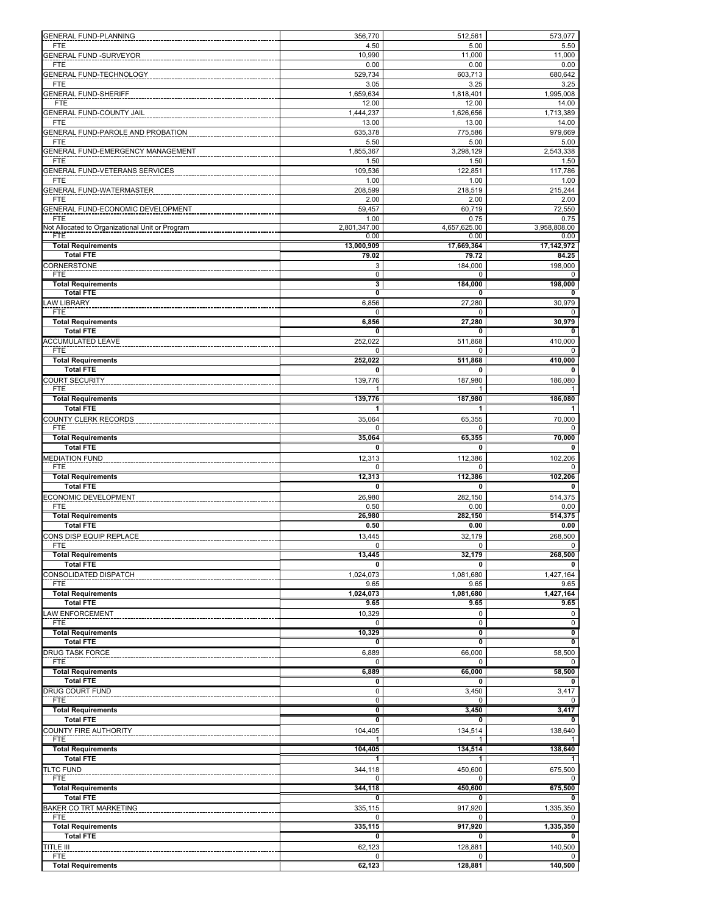| | | | |
|---|---|---|---|
| GENERAL FUND-PLANNING | 356,770 | 512,561 | 573,077 |
| FTE | 4.50 | 5.00 | 5.50 |
| GENERAL FUND -SURVEYOR | 10,990 | 11,000 | 11,000 |
| FTE | 0.00 | 0.00 | 0.00 |
| GENERAL FUND-TECHNOLOGY | 529,734 | 603,713 | 680,642 |
| FTE | 3.05 | 3.25 | 3.25 |
| GENERAL FUND-SHERIFF | 1,659,634 | 1,818,401 | 1,995,008 |
| FTE | 12.00 | 12.00 | 14.00 |
| GENERAL FUND-COUNTY JAIL | 1,444,237 | 1,626,656 | 1,713,389 |
| FTE | 13.00 | 13.00 | 14.00 |
| GENERAL FUND-PAROLE AND PROBATION | 635,378 | 775,586 | 979,669 |
| FTE | 5.50 | 5.00 | 5.00 |
| GENERAL FUND-EMERGENCY MANAGEMENT | 1,855,367 | 3,298,129 | 2,543,338 |
| FTE | 1.50 | 1.50 | 1.50 |
| GENERAL FUND-VETERANS SERVICES | 109,536 | 122,851 | 117,786 |
| FTE | 1.00 | 1.00 | 1.00 |
| GENERAL FUND-WATERMASTER | 208,599 | 218,519 | 215,244 |
| FTE | 2.00 | 2.00 | 2.00 |
| GENERAL FUND-ECONOMIC DEVELOPMENT | 59,457 | 60,719 | 72,550 |
| FTE | 1.00 | 0.75 | 0.75 |
| Not Allocated to Organizational Unit or Program | 2,801,347.00 | 4,657,625.00 | 3,958,808.00 |
| FTE | 0.00 | 0.00 | 0.00 |
| **Total Requirements** | **13,000,909** | **17,669,364** | **17,142,972** |
| **Total FTE** | **79.02** | **79.72** | **84.25** |
| CORNERSTONE | 3 | 184,000 | 198,000 |
| FTE | 0 | 0 | 0 |
| **Total Requirements** | **3** | **184,000** | **198,000** |
| **Total FTE** | **0** | **0** | **0** |
| LAW LIBRARY | 6,856 | 27,280 | 30,979 |
| FTE | 0 | 0 | 0 |
| **Total Requirements** | **6,856** | **27,280** | **30,979** |
| **Total FTE** | **0** | **0** | **0** |
| ACCUMULATED LEAVE | 252,022 | 511,868 | 410,000 |
| FTE | 0 | 0 | 0 |
| **Total Requirements** | **252,022** | **511,868** | **410,000** |
| **Total FTE** | **0** | **0** | **0** |
| COURT SECURITY | 139,776 | 187,980 | 186,080 |
| FTE | 1 | 1 | 1 |
| **Total Requirements** | **139,776** | **187,980** | **186,080** |
| **Total FTE** | **1** | **1** | **1** |
| COUNTY CLERK RECORDS | 35,064 | 65,355 | 70,000 |
| FTE | 0 | 0 | 0 |
| **Total Requirements** | **35,064** | **65,355** | **70,000** |
| **Total FTE** | **0** | **0** | **0** |
| MEDIATION FUND | 12,313 | 112,386 | 102,206 |
| FTE | 0 | 0 | 0 |
| **Total Requirements** | **12,313** | **112,386** | **102,206** |
| **Total FTE** | **0** | **0** | **0** |
| ECONOMIC DEVELOPMENT | 26,980 | 282,150 | 514,375 |
| FTE | 0.50 | 0.00 | 0.00 |
| **Total Requirements** | **26,980** | **282,150** | **514,375** |
| **Total FTE** | **0.50** | **0.00** | **0.00** |
| CONS DISP EQUIP REPLACE | 13,445 | 32,179 | 268,500 |
| FTE | 0 | 0 | 0 |
| **Total Requirements** | **13,445** | **32,179** | **268,500** |
| **Total FTE** | **0** | **0** | **0** |
| CONSOLIDATED DISPATCH | 1,024,073 | 1,081,680 | 1,427,164 |
| FTE | 9.65 | 9.65 | 9.65 |
| **Total Requirements** | **1,024,073** | **1,081,680** | **1,427,164** |
| **Total FTE** | **9.65** | **9.65** | **9.65** |
| LAW ENFORCEMENT | 10,329 | 0 | 0 |
| FTE | 0 | 0 | 0 |
| **Total Requirements** | **10,329** | **0** | **0** |
| **Total FTE** | **0** | **0** | **0** |
| DRUG TASK FORCE | 6,889 | 66,000 | 58,500 |
| FTE | 0 | 0 | 0 |
| **Total Requirements** | **6,889** | **66,000** | **58,500** |
| **Total FTE** | **0** | **0** | **0** |
| DRUG COURT FUND | 0 | 3,450 | 3,417 |
| FTE | 0 | 0 | 0 |
| **Total Requirements** | **0** | **3,450** | **3,417** |
| **Total FTE** | **0** | **0** | **0** |
| COUNTY FIRE AUTHORITY | 104,405 | 134,514 | 138,640 |
| FTE | 1 | 1 | 1 |
| **Total Requirements** | **104,405** | **134,514** | **138,640** |
| **Total FTE** | **1** | **1** | **1** |
| TLTC FUND | 344,118 | 450,600 | 675,500 |
| FTE | 0 | 0 | 0 |
| **Total Requirements** | **344,118** | **450,600** | **675,500** |
| **Total FTE** | **0** | **0** | **0** |
| BAKER CO TRT MARKETING | 335,115 | 917,920 | 1,335,350 |
| FTE | 0 | 0 | 0 |
| **Total Requirements** | **335,115** | **917,920** | **1,335,350** |
| **Total FTE** | **0** | **0** | **0** |
| TITLE III | 62,123 | 128,881 | 140,500 |
| FTE | 0 | 0 | 0 |
| **Total Requirements** | **62,123** | **128,881** | **140,500** |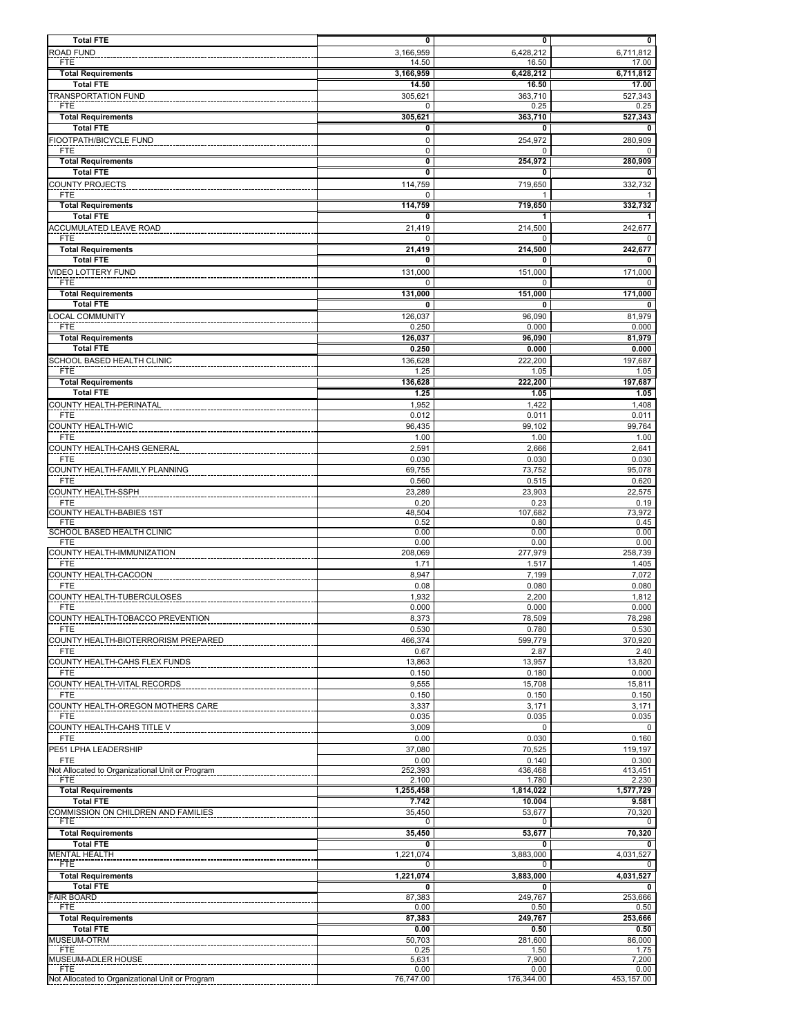| | | | |
|---|---|---|---|
| **Total FTE** | **0** | **0** | **0** |
| ROAD FUND | 3,166,959 | 6,428,212 | 6,711,812 |
| FTE | 14.50 | 16.50 | 17.00 |
| **Total Requirements** | **3,166,959** | **6,428,212** | **6,711,812** |
| **Total FTE** | **14.50** | **16.50** | **17.00** |
| TRANSPORTATION FUND | 305,621 | 363,710 | 527,343 |
| FTE | 0 | 0.25 | 0.25 |
| **Total Requirements** | **305,621** | **363,710** | **527,343** |
| **Total FTE** | **0** | **0** | **0** |
| FIOOTPATH/BICYCLE FUND | 0 | 254,972 | 280,909 |
| FTE | 0 | 0 | 0 |
| **Total Requirements** | **0** | **254,972** | **280,909** |
| **Total FTE** | **0** | **0** | **0** |
| COUNTY PROJECTS | 114,759 | 719,650 | 332,732 |
| FTE | 0 | 1 | 1 |
| **Total Requirements** | **114,759** | **719,650** | **332,732** |
| **Total FTE** | **0** | **1** | **1** |
| ACCUMULATED LEAVE ROAD | 21,419 | 214,500 | 242,677 |
| FTE | 0 | 0 | 0 |
| **Total Requirements** | **21,419** | **214,500** | **242,677** |
| **Total FTE** | **0** | **0** | **0** |
| VIDEO LOTTERY FUND | 131,000 | 151,000 | 171,000 |
| FTE | 0 | 0 | 0 |
| **Total Requirements** | **131,000** | **151,000** | **171,000** |
| **Total FTE** | **0** | **0** | **0** |
| LOCAL COMMUNITY | 126,037 | 96,090 | 81,979 |
| FTE | 0.250 | 0.000 | 0.000 |
| **Total Requirements** | **126,037** | **96,090** | **81,979** |
| **Total FTE** | **0.250** | **0.000** | **0.000** |
| SCHOOL BASED HEALTH CLINIC | 136,628 | 222,200 | 197,687 |
| FTE | 1.25 | 1.05 | 1.05 |
| **Total Requirements** | **136,628** | **222,200** | **197,687** |
| **Total FTE** | **1.25** | **1.05** | **1.05** |
| COUNTY HEALTH-PERINATAL | 1,952 | 1,422 | 1,408 |
| FTE | 0.012 | 0.011 | 0.011 |
| COUNTY HEALTH-WIC | 96,435 | 99,102 | 99,764 |
| FTE | 1.00 | 1.00 | 1.00 |
| COUNTY HEALTH-CAHS GENERAL | 2,591 | 2,666 | 2,641 |
| FTE | 0.030 | 0.030 | 0.030 |
| COUNTY HEALTH-FAMILY PLANNING | 69,755 | 73,752 | 95,078 |
| FTE | 0.560 | 0.515 | 0.620 |
| COUNTY HEALTH-SSPH | 23,289 | 23,903 | 22,575 |
| FTE | 0.20 | 0.23 | 0.19 |
| COUNTY HEALTH-BABIES 1ST | 48,504 | 107,682 | 73,972 |
| FTE | 0.52 | 0.80 | 0.45 |
| SCHOOL BASED HEALTH CLINIC | 0.00 | 0.00 | 0.00 |
| FTE | 0.00 | 0.00 | 0.00 |
| COUNTY HEALTH-IMMUNIZATION | 208,069 | 277,979 | 258,739 |
| FTE | 1.71 | 1.517 | 1.405 |
| COUNTY HEALTH-CACOON | 8,947 | 7,199 | 7,072 |
| FTE | 0.08 | 0.080 | 0.080 |
| COUNTY HEALTH-TUBERCULOSES | 1,932 | 2,200 | 1,812 |
| FTE | 0.000 | 0.000 | 0.000 |
| COUNTY HEALTH-TOBACCO PREVENTION | 8,373 | 78,509 | 78,298 |
| FTE | 0.530 | 0.780 | 0.530 |
| COUNTY HEALTH-BIOTERRORISM PREPARED | 466,374 | 599,779 | 370,920 |
| FTE | 0.67 | 2.87 | 2.40 |
| COUNTY HEALTH-CAHS FLEX FUNDS | 13,863 | 13,957 | 13,820 |
| FTE | 0.150 | 0.180 | 0.000 |
| COUNTY HEALTH-VITAL RECORDS | 9,555 | 15,708 | 15,811 |
| FTE | 0.150 | 0.150 | 0.150 |
| COUNTY HEALTH-OREGON MOTHERS CARE | 3,337 | 3,171 | 3,171 |
| FTE | 0.035 | 0.035 | 0.035 |
| COUNTY HEALTH-CAHS TITLE V | 3,009 | 0 | 0 |
| FTE | 0.00 | 0.030 | 0.160 |
| PE51 LPHA LEADERSHIP | 37,080 | 70,525 | 119,197 |
| FTE | 0.00 | 0.140 | 0.300 |
| Not Allocated to Organizational Unit or Program | 252,393 | 436,468 | 413,451 |
| FTE | 2.100 | 1.780 | 2.230 |
| **Total Requirements** | **1,255,458** | **1,814,022** | **1,577,729** |
| **Total FTE** | **7.742** | **10.004** | **9.581** |
| COMMISSION ON CHILDREN AND FAMILIES | 35,450 | 53,677 | 70,320 |
| FTE | 0 | 0 | 0 |
| **Total Requirements** | **35,450** | **53,677** | **70,320** |
| **Total FTE** | **0** | **0** | **0** |
| MENTAL HEALTH | 1,221,074 | 3,883,000 | 4,031,527 |
| FTE | 0 | 0 | 0 |
| **Total Requirements** | **1,221,074** | **3,883,000** | **4,031,527** |
| **Total FTE** | **0** | **0** | **0** |
| FAIR BOARD | 87,383 | 249,767 | 253,666 |
| FTE | 0.00 | 0.50 | 0.50 |
| **Total Requirements** | **87,383** | **249,767** | **253,666** |
| **Total FTE** | **0.00** | **0.50** | **0.50** |
| MUSEUM-OTRM | 50,703 | 281,600 | 86,000 |
| FTE | 0.25 | 1.50 | 1.75 |
| MUSEUM-ADLER HOUSE | 5,631 | 7,900 | 7,200 |
| FTE | 0.00 | 0.00 | 0.00 |
| Not Allocated to Organizational Unit or Program | 76,747.00 | 176,344.00 | 453,157.00 |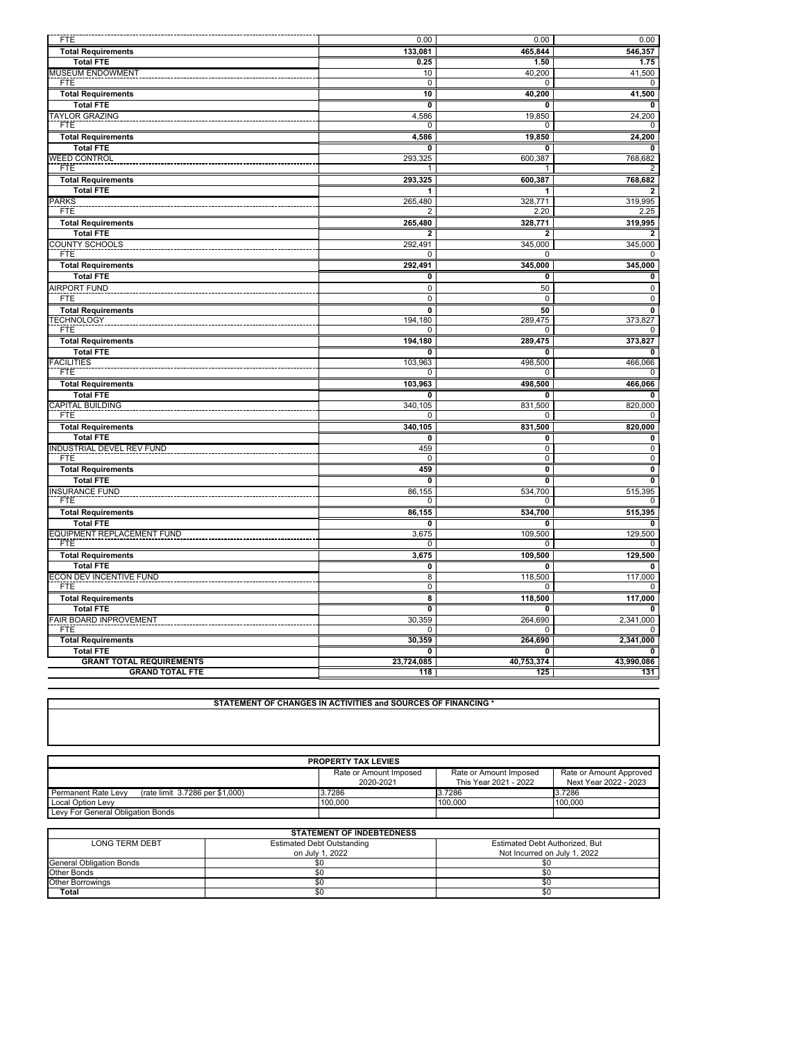| | | | |
|---|---|---|---|
| FTE | 0.00 | 0.00 | 0.00 |
| **Total Requirements** | **133,081** | **465,844** | **546,357** |
| **Total FTE** | **0.25** | **1.50** | **1.75** |
| MUSEUM ENDOWMENT | 10 | 40,200 | 41,500 |
| FTE | 0 | 0 | 0 |
| **Total Requirements** | **10** | **40,200** | **41,500** |
| **Total FTE** | **0** | **0** | **0** |
| TAYLOR GRAZING | 4,586 | 19,850 | 24,200 |
| FTE | 0 | 0 | 0 |
| **Total Requirements** | **4,586** | **19,850** | **24,200** |
| **Total FTE** | **0** | **0** | **0** |
| WEED CONTROL | 293,325 | 600,387 | 768,682 |
| FTE | 1 | 1 | 2 |
| **Total Requirements** | **293,325** | **600,387** | **768,682** |
| **Total FTE** | **1** | **1** | **2** |
| PARKS | 265,480 | 328,771 | 319,995 |
| FTE | 2 | 2.20 | 2.25 |
| **Total Requirements** | **265,480** | **328,771** | **319,995** |
| **Total FTE** | **2** | **2** | **2** |
| COUNTY SCHOOLS | 292,491 | 345,000 | 345,000 |
| FTE | 0 | 0 | 0 |
| **Total Requirements** | **292,491** | **345,000** | **345,000** |
| **Total FTE** | **0** | **0** | **0** |
| AIRPORT FUND | 0 | 50 | 0 |
| FTE | 0 | 0 | 0 |
| **Total Requirements** | **0** | **50** | **0** |
| TECHNOLOGY | 194,180 | 289,475 | 373,827 |
| FTE | 0 | 0 | 0 |
| **Total Requirements** | **194,180** | **289,475** | **373,827** |
| **Total FTE** | **0** | **0** | **0** |
| FACILITIES | 103,963 | 498,500 | 466,066 |
| FTE | 0 | 0 | 0 |
| **Total Requirements** | **103,963** | **498,500** | **466,066** |
| **Total FTE** | **0** | **0** | **0** |
| CAPITAL BUILDING | 340,105 | 831,500 | 820,000 |
| FTE | 0 | 0 | 0 |
| **Total Requirements** | **340,105** | **831,500** | **820,000** |
| **Total FTE** | **0** | **0** | **0** |
| INDUSTRIAL DEVEL REV FUND | 459 | 0 | 0 |
| FTE | 0 | 0 | 0 |
| **Total Requirements** | **459** | **0** | **0** |
| **Total FTE** | **0** | **0** | **0** |
| INSURANCE FUND | 86,155 | 534,700 | 515,395 |
| FTE | 0 | 0 | 0 |
| **Total Requirements** | **86,155** | **534,700** | **515,395** |
| **Total FTE** | **0** | **0** | **0** |
| EQUIPMENT REPLACEMENT FUND | 3,675 | 109,500 | 129,500 |
| FTE | 0 | 0 | 0 |
| **Total Requirements** | **3,675** | **109,500** | **129,500** |
| **Total FTE** | **0** | **0** | **0** |
| ECON DEV INCENTIVE FUND | 8 | 118,500 | 117,000 |
| FTE | 0 | 0 | 0 |
| **Total Requirements** | **8** | **118,500** | **117,000** |
| **Total FTE** | **0** | **0** | **0** |
| FAIR BOARD INPROVEMENT | 30,359 | 264,690 | 2,341,000 |
| FTE | 0 | 0 | 0 |
| **Total Requirements** | **30,359** | **264,690** | **2,341,000** |
| **Total FTE** | **0** | **0** | **0** |
| **GRANT TOTAL REQUIREMENTS** | **23,724,085** | **40,753,374** | **43,990,086** |
| **GRAND TOTAL FTE** | **118** | **125** | **131** |

**STATEMENT OF CHANGES IN ACTIVITIES and SOURCES OF FINANCING \***

| PROPERTY TAX LEVIES | Rate or Amount Imposed 2020-2021 | Rate or Amount Imposed This Year 2021 - 2022 | Rate or Amount Approved Next Year 2022 - 2023 |
|---|---|---|---|
| Permanent Rate Levy (rate limit 3.7286 per $1,000) | 3.7286 | 3.7286 | 3.7286 |
| Local Option Levy | 100,000 | 100,000 | 100,000 |
| Levy For General Obligation Bonds | | | |

**STATEMENT OF INDEBTEDNESS**

| LONG TERM DEBT | Estimated Debt Outstanding on July 1, 2022 | Estimated Debt Authorized, But Not Incurred on July 1, 2022 |
|---|---|---|
| General Obligation Bonds | $0 | $0 |
| Other Bonds | $0 | $0 |
| Other Borrowings | $0 | $0 |
| **Total** | $0 | $0 |